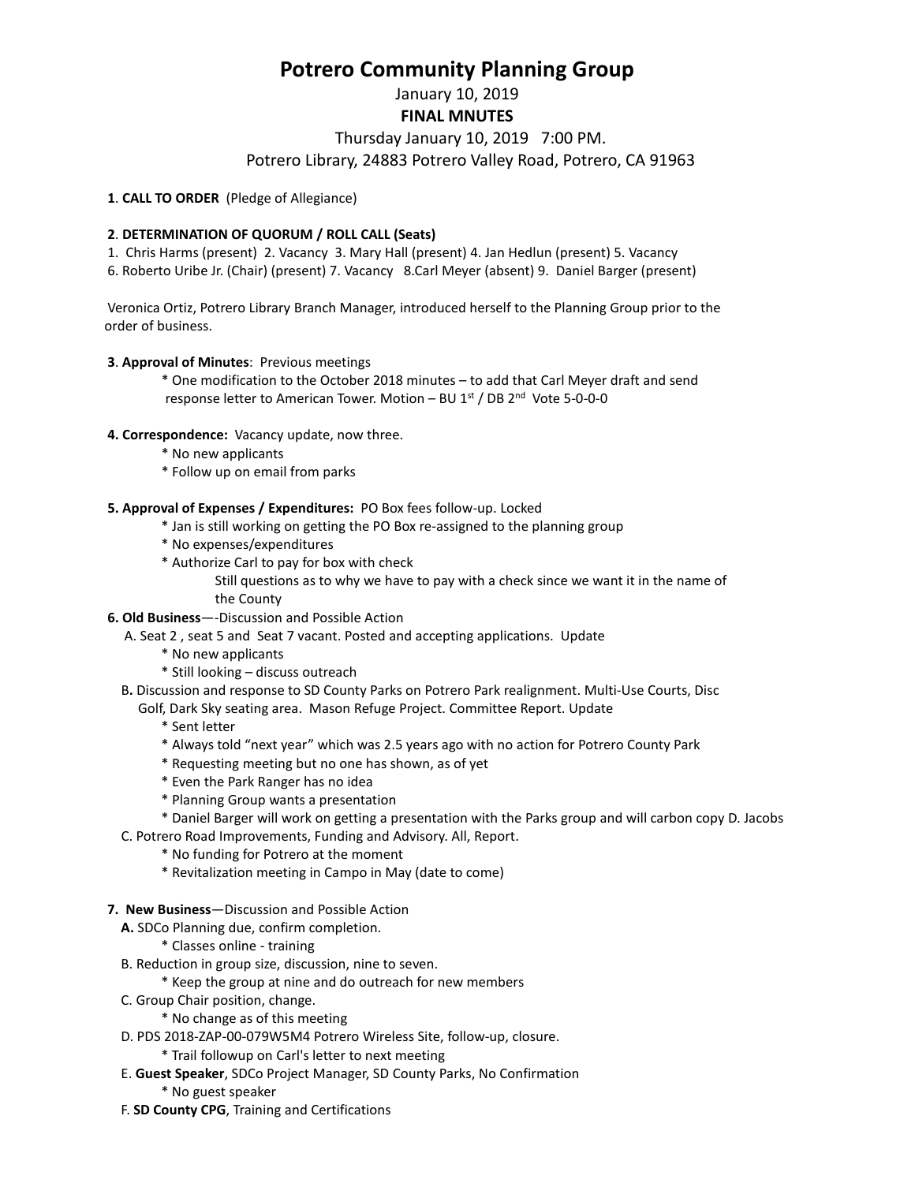# Potrero Community Planning Group

January 10, 2019

**FINAL MNUTES**

Thursday January 10, 2019 7:00 PM.

Potrero Library, 24883 Potrero Valley Road, Potrero, CA 91963

**1**. **CALL TO ORDER** (Pledge of Allegiance)

**2**. **DETERMINATION OF QUORUM / ROLL CALL (Seats)**

1. Chris Harms (present) 2. Vacancy 3. Mary Hall (present) 4. Jan Hedlun (present) 5. Vacancy
6. Roberto Uribe Jr. (Chair) (present) 7. Vacancy 8.Carl Meyer (absent) 9. Daniel Barger (present)

Veronica Ortiz, Potrero Library Branch Manager, introduced herself to the Planning Group prior to the order of business.

**3**. **Approval of Minutes**: Previous meetings

* One modification to the October 2018 minutes – to add that Carl Meyer draft and send response letter to American Tower. Motion – BU 1st / DB 2nd Vote 5-0-0-0

**4. Correspondence:** Vacancy update, now three.

* No new applicants
* Follow up on email from parks

**5. Approval of Expenses / Expenditures:** PO Box fees follow-up. Locked

* Jan is still working on getting the PO Box re-assigned to the planning group
* No expenses/expenditures
* Authorize Carl to pay for box with check

  Still questions as to why we have to pay with a check since we want it in the name of the County

**6. Old Business**—-Discussion and Possible Action

A. Seat 2 , seat 5 and Seat 7 vacant. Posted and accepting applications. Update

* No new applicants
* Still looking – discuss outreach

B**.** Discussion and response to SD County Parks on Potrero Park realignment. Multi-Use Courts, Disc Golf, Dark Sky seating area. Mason Refuge Project. Committee Report. Update

* Sent letter
* Always told "next year" which was 2.5 years ago with no action for Potrero County Park
* Requesting meeting but no one has shown, as of yet
* Even the Park Ranger has no idea
* Planning Group wants a presentation
* Daniel Barger will work on getting a presentation with the Parks group and will carbon copy D. Jacobs

C. Potrero Road Improvements, Funding and Advisory. All, Report.

* No funding for Potrero at the moment
* Revitalization meeting in Campo in May (date to come)

**7. New Business**—Discussion and Possible Action

**A.** SDCo Planning due, confirm completion.

* Classes online - training

B. Reduction in group size, discussion, nine to seven.

* Keep the group at nine and do outreach for new members

C. Group Chair position, change.

* No change as of this meeting

D. PDS 2018-ZAP-00-079W5M4 Potrero Wireless Site, follow-up, closure.

* Trail followup on Carl's letter to next meeting

E. **Guest Speaker**, SDCo Project Manager, SD County Parks, No Confirmation

* No guest speaker

F. **SD County CPG**, Training and Certifications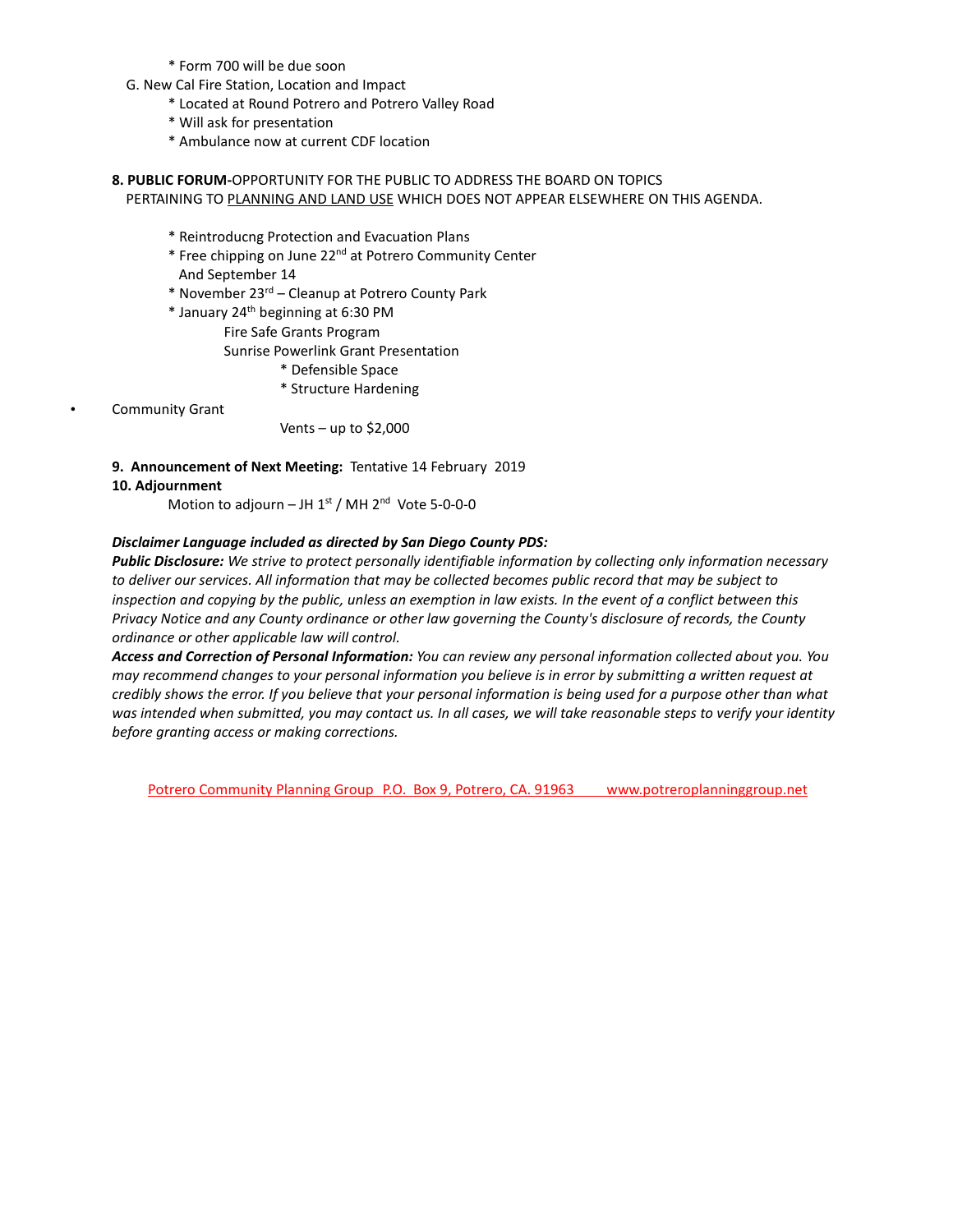* Form 700 will be due soon

G. New Cal Fire Station, Location and Impact
* Located at Round Potrero and Potrero Valley Road
* Will ask for presentation
* Ambulance now at current CDF location

**8. PUBLIC FORUM-**OPPORTUNITY FOR THE PUBLIC TO ADDRESS THE BOARD ON TOPICS PERTAINING TO PLANNING AND LAND USE WHICH DOES NOT APPEAR ELSEWHERE ON THIS AGENDA.

* Reintroducng Protection and Evacuation Plans
* Free chipping on June 22nd at Potrero Community Center And September 14
* November 23rd – Cleanup at Potrero County Park
* January 24th beginning at 6:30 PM
  Fire Safe Grants Program
  Sunrise Powerlink Grant Presentation
    * Defensible Space
    * Structure Hardening

- Community Grant
  Vents – up to $2,000

**9. Announcement of Next Meeting:** Tentative 14 February 2019

**10. Adjournment**

Motion to adjourn – JH 1st / MH 2nd Vote 5-0-0-0

***Disclaimer Language included as directed by San Diego County PDS:***

***Public Disclosure:*** *We strive to protect personally identifiable information by collecting only information necessary to deliver our services. All information that may be collected becomes public record that may be subject to inspection and copying by the public, unless an exemption in law exists. In the event of a conflict between this Privacy Notice and any County ordinance or other law governing the County's disclosure of records, the County ordinance or other applicable law will control.*

***Access and Correction of Personal Information:*** *You can review any personal information collected about you. You may recommend changes to your personal information you believe is in error by submitting a written request at credibly shows the error. If you believe that your personal information is being used for a purpose other than what was intended when submitted, you may contact us. In all cases, we will take reasonable steps to verify your identity before granting access or making corrections.*

Potrero Community Planning Group P.O. Box 9, Potrero, CA. 91963 www.potreroplanninggroup.net